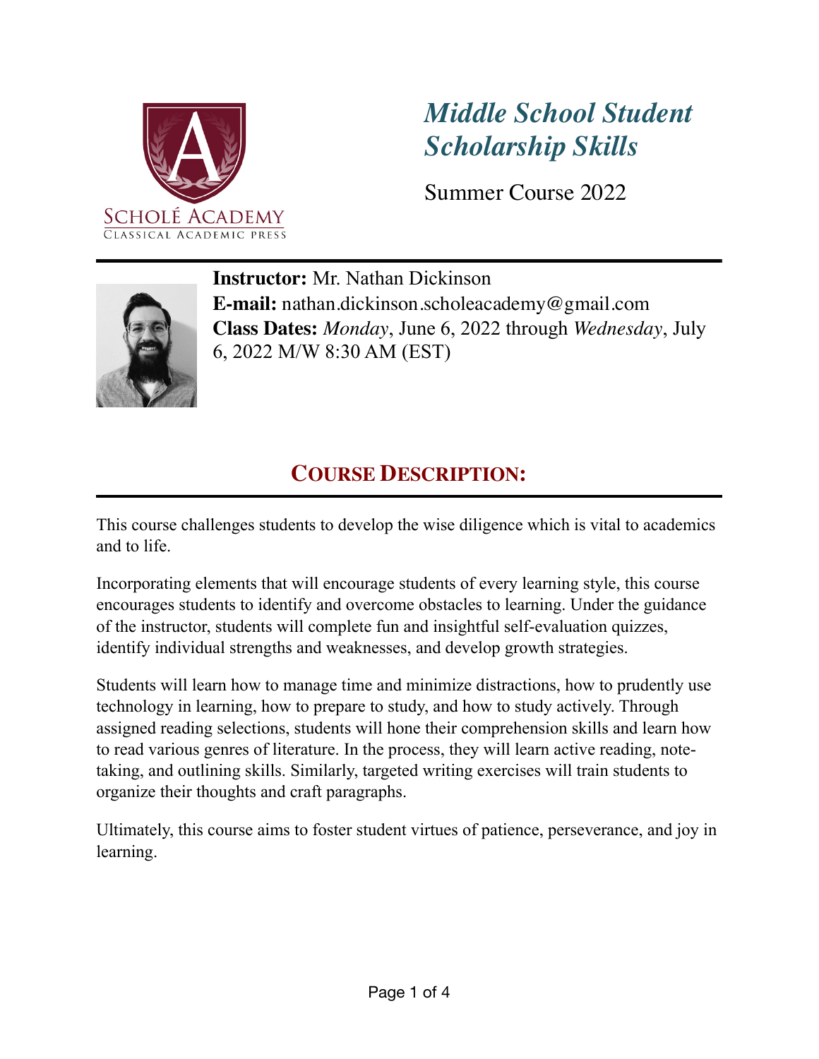Scholé Academy
Classical Academic Press

# *Middle School Student Scholarship Skills*

Summer Course 2022

**Instructor:** Mr. Nathan Dickinson
**E-mail:** nathan.dickinson.scholeacademy@gmail.com
**Class Dates:** *Monday*, June 6, 2022 through *Wednesday*, July 6, 2022 M/W 8:30 AM (EST)

## Course Description:

This course challenges students to develop the wise diligence which is vital to academics and to life.

Incorporating elements that will encourage students of every learning style, this course encourages students to identify and overcome obstacles to learning. Under the guidance of the instructor, students will complete fun and insightful self-evaluation quizzes, identify individual strengths and weaknesses, and develop growth strategies.

Students will learn how to manage time and minimize distractions, how to prudently use technology in learning, how to prepare to study, and how to study actively. Through assigned reading selections, students will hone their comprehension skills and learn how to read various genres of literature. In the process, they will learn active reading, note-taking, and outlining skills. Similarly, targeted writing exercises will train students to organize their thoughts and craft paragraphs.

Ultimately, this course aims to foster student virtues of patience, perseverance, and joy in learning.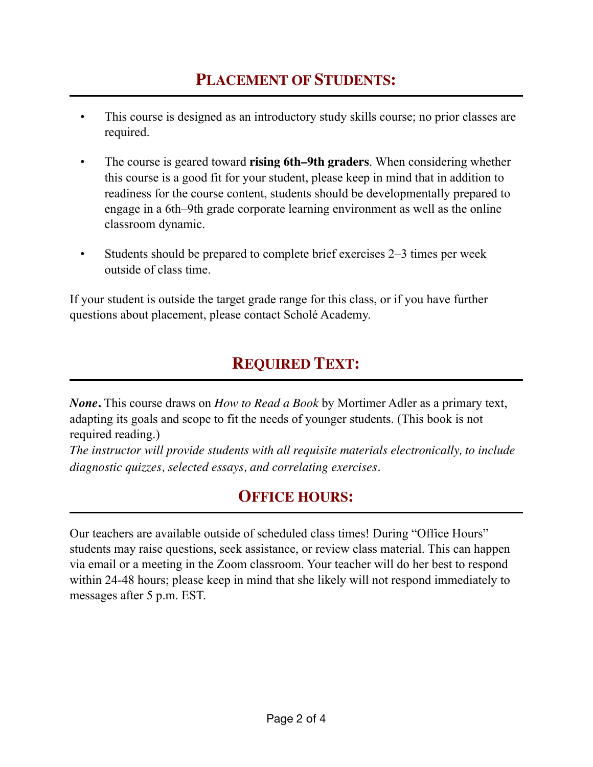## PLACEMENT OF STUDENTS:

- This course is designed as an introductory study skills course; no prior classes are required.
- The course is geared toward **rising 6th–9th graders**. When considering whether this course is a good fit for your student, please keep in mind that in addition to readiness for the course content, students should be developmentally prepared to engage in a 6th–9th grade corporate learning environment as well as the online classroom dynamic.
- Students should be prepared to complete brief exercises 2–3 times per week outside of class time.

If your student is outside the target grade range for this class, or if you have further questions about placement, please contact Scholé Academy.

## REQUIRED TEXT:

***None*.** This course draws on *How to Read a Book* by Mortimer Adler as a primary text, adapting its goals and scope to fit the needs of younger students. (This book is not required reading.)
*The instructor will provide students with all requisite materials electronically, to include diagnostic quizzes, selected essays, and correlating exercises*.

## OFFICE HOURS:

Our teachers are available outside of scheduled class times! During "Office Hours" students may raise questions, seek assistance, or review class material. This can happen via email or a meeting in the Zoom classroom. Your teacher will do her best to respond within 24-48 hours; please keep in mind that she likely will not respond immediately to messages after 5 p.m. EST.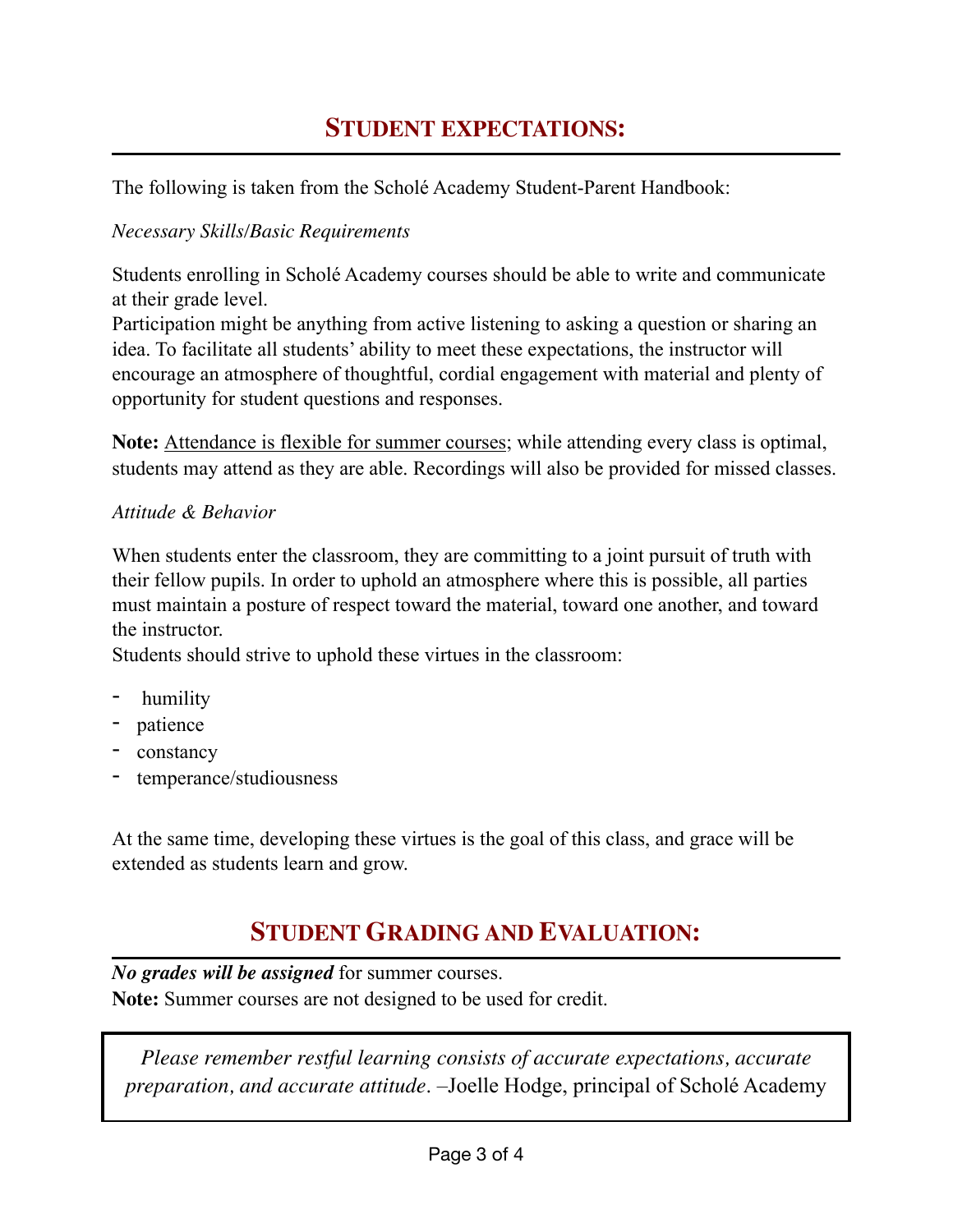## STUDENT EXPECTATIONS:

The following is taken from the Scholé Academy Student-Parent Handbook:

*Necessary Skills/Basic Requirements*

Students enrolling in Scholé Academy courses should be able to write and communicate at their grade level.
Participation might be anything from active listening to asking a question or sharing an idea. To facilitate all students' ability to meet these expectations, the instructor will encourage an atmosphere of thoughtful, cordial engagement with material and plenty of opportunity for student questions and responses.

**Note:** <u>Attendance is flexible for summer courses</u>; while attending every class is optimal, students may attend as they are able. Recordings will also be provided for missed classes.

*Attitude & Behavior*

When students enter the classroom, they are committing to a joint pursuit of truth with their fellow pupils. In order to uphold an atmosphere where this is possible, all parties must maintain a posture of respect toward the material, toward one another, and toward the instructor.
Students should strive to uphold these virtues in the classroom:

- humility
- patience
- constancy
- temperance/studiousness

At the same time, developing these virtues is the goal of this class, and grace will be extended as students learn and grow.

## STUDENT GRADING AND EVALUATION:

***No grades will be assigned*** for summer courses.
**Note:** Summer courses are not designed to be used for credit.

> *Please remember restful learning consists of accurate expectations, accurate preparation, and accurate attitude*. –Joelle Hodge, principal of Scholé Academy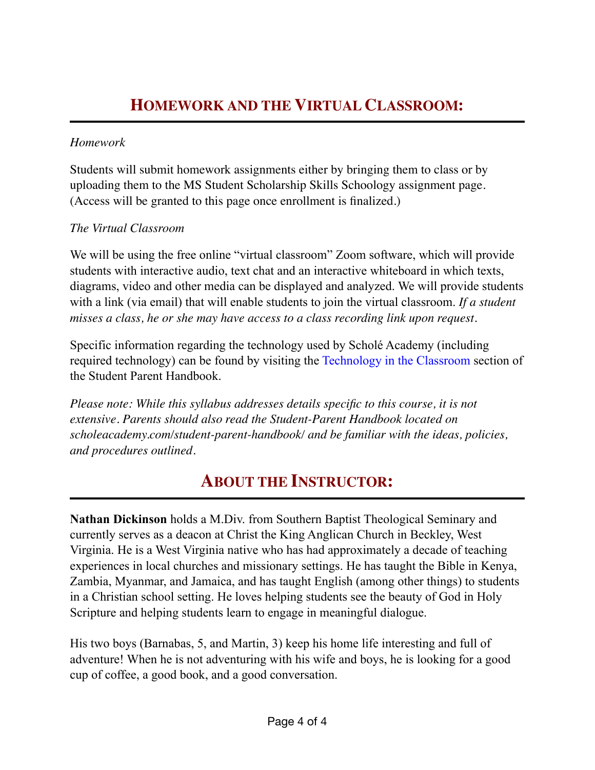## Homework and the Virtual Classroom:

*Homework*

Students will submit homework assignments either by bringing them to class or by uploading them to the MS Student Scholarship Skills Schoology assignment page. (Access will be granted to this page once enrollment is finalized.)

*The Virtual Classroom*

We will be using the free online "virtual classroom" Zoom software, which will provide students with interactive audio, text chat and an interactive whiteboard in which texts, diagrams, video and other media can be displayed and analyzed. We will provide students with a link (via email) that will enable students to join the virtual classroom. *If a student misses a class, he or she may have access to a class recording link upon request.*

Specific information regarding the technology used by Scholé Academy (including required technology) can be found by visiting the Technology in the Classroom section of the Student Parent Handbook.

*Please note: While this syllabus addresses details specific to this course, it is not extensive. Parents should also read the Student-Parent Handbook located on scholeacademy.com/student-parent-handbook/ and be familiar with the ideas, policies, and procedures outlined.*

## About the Instructor:

**Nathan Dickinson** holds a M.Div. from Southern Baptist Theological Seminary and currently serves as a deacon at Christ the King Anglican Church in Beckley, West Virginia. He is a West Virginia native who has had approximately a decade of teaching experiences in local churches and missionary settings. He has taught the Bible in Kenya, Zambia, Myanmar, and Jamaica, and has taught English (among other things) to students in a Christian school setting. He loves helping students see the beauty of God in Holy Scripture and helping students learn to engage in meaningful dialogue.

His two boys (Barnabas, 5, and Martin, 3) keep his home life interesting and full of adventure! When he is not adventuring with his wife and boys, he is looking for a good cup of coffee, a good book, and a good conversation.